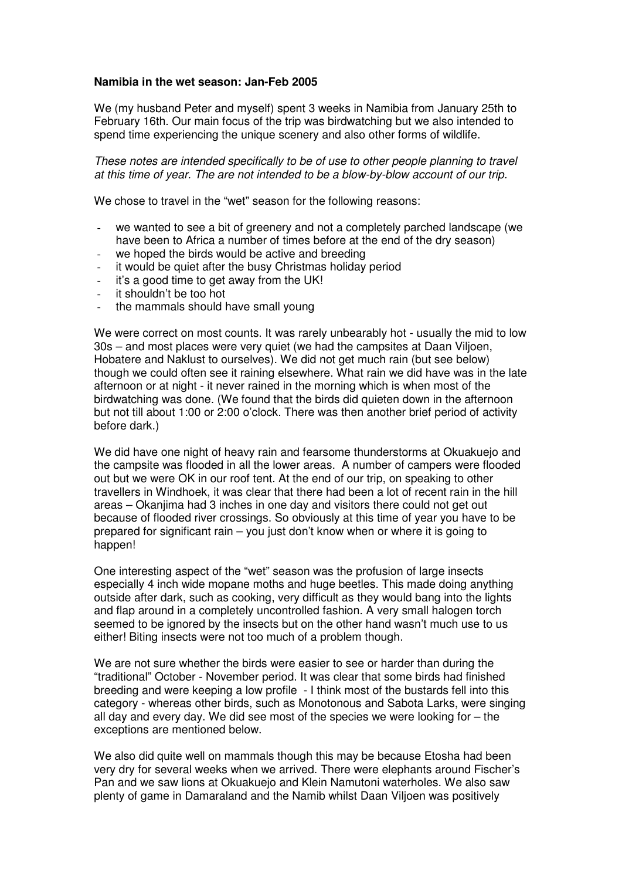**Namibia in the wet season: Jan-Feb 2005**

We (my husband Peter and myself) spent 3 weeks in Namibia from January 25th to February 16th. Our main focus of the trip was birdwatching but we also intended to spend time experiencing the unique scenery and also other forms of wildlife.

*These notes are intended specifically to be of use to other people planning to travel at this time of year. The are not intended to be a blow-by-blow account of our trip.*

We chose to travel in the "wet" season for the following reasons:

- we wanted to see a bit of greenery and not a completely parched landscape (we have been to Africa a number of times before at the end of the dry season)
- we hoped the birds would be active and breeding
- it would be quiet after the busy Christmas holiday period
- it's a good time to get away from the UK!
- it shouldn't be too hot
- the mammals should have small young

We were correct on most counts. It was rarely unbearably hot - usually the mid to low 30s – and most places were very quiet (we had the campsites at Daan Viljoen, Hobatere and Naklust to ourselves). We did not get much rain (but see below) though we could often see it raining elsewhere. What rain we did have was in the late afternoon or at night - it never rained in the morning which is when most of the birdwatching was done. (We found that the birds did quieten down in the afternoon but not till about 1:00 or 2:00 o'clock. There was then another brief period of activity before dark.)

We did have one night of heavy rain and fearsome thunderstorms at Okuakuejo and the campsite was flooded in all the lower areas. A number of campers were flooded out but we were OK in our roof tent. At the end of our trip, on speaking to other travellers in Windhoek, it was clear that there had been a lot of recent rain in the hill areas – Okanjima had 3 inches in one day and visitors there could not get out because of flooded river crossings. So obviously at this time of year you have to be prepared for significant rain – you just don't know when or where it is going to happen!

One interesting aspect of the "wet" season was the profusion of large insects especially 4 inch wide mopane moths and huge beetles. This made doing anything outside after dark, such as cooking, very difficult as they would bang into the lights and flap around in a completely uncontrolled fashion. A very small halogen torch seemed to be ignored by the insects but on the other hand wasn't much use to us either! Biting insects were not too much of a problem though.

We are not sure whether the birds were easier to see or harder than during the "traditional" October - November period. It was clear that some birds had finished breeding and were keeping a low profile - I think most of the bustards fell into this category - whereas other birds, such as Monotonous and Sabota Larks, were singing all day and every day. We did see most of the species we were looking for – the exceptions are mentioned below.

We also did quite well on mammals though this may be because Etosha had been very dry for several weeks when we arrived. There were elephants around Fischer's Pan and we saw lions at Okuakuejo and Klein Namutoni waterholes. We also saw plenty of game in Damaraland and the Namib whilst Daan Viljoen was positively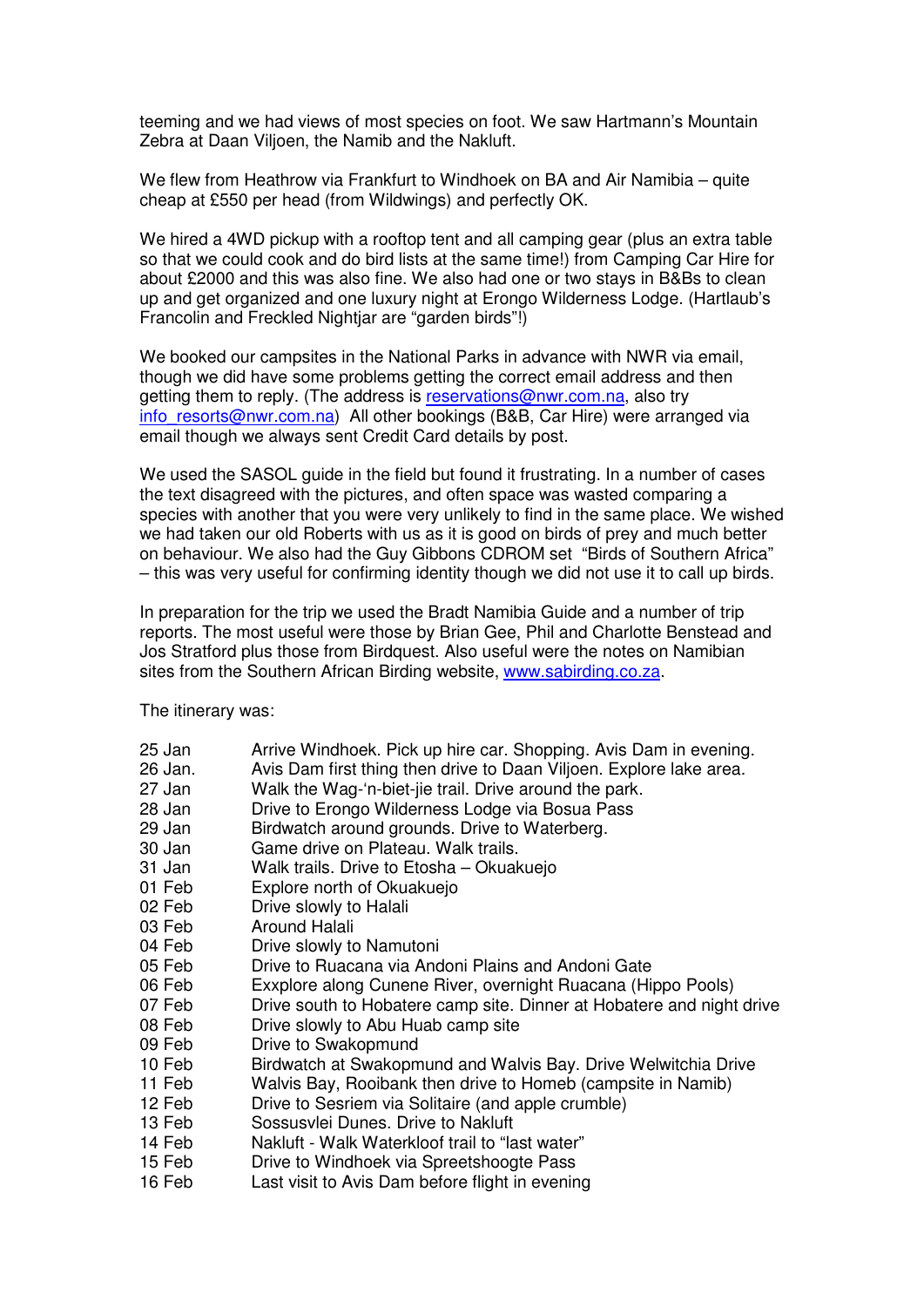teeming and we had views of most species on foot. We saw Hartmann's Mountain Zebra at Daan Viljoen, the Namib and the Nakluft.

We flew from Heathrow via Frankfurt to Windhoek on BA and Air Namibia – quite cheap at £550 per head (from Wildwings) and perfectly OK.

We hired a 4WD pickup with a rooftop tent and all camping gear (plus an extra table so that we could cook and do bird lists at the same time!) from Camping Car Hire for about £2000 and this was also fine. We also had one or two stays in B&Bs to clean up and get organized and one luxury night at Erongo Wilderness Lodge. (Hartlaub's Francolin and Freckled Nightjar are "garden birds"!)

We booked our campsites in the National Parks in advance with NWR via email, though we did have some problems getting the correct email address and then getting them to reply. (The address is reservations@nwr.com.na, also try info_resorts@nwr.com.na) All other bookings (B&B, Car Hire) were arranged via email though we always sent Credit Card details by post.

We used the SASOL guide in the field but found it frustrating. In a number of cases the text disagreed with the pictures, and often space was wasted comparing a species with another that you were very unlikely to find in the same place. We wished we had taken our old Roberts with us as it is good on birds of prey and much better on behaviour. We also had the Guy Gibbons CDROM set "Birds of Southern Africa" – this was very useful for confirming identity though we did not use it to call up birds.

In preparation for the trip we used the Bradt Namibia Guide and a number of trip reports. The most useful were those by Brian Gee, Phil and Charlotte Benstead and Jos Stratford plus those from Birdquest. Also useful were the notes on Namibian sites from the Southern African Birding website, www.sabirding.co.za.

The itinerary was:

| | |
|---|---|
| 25 Jan | Arrive Windhoek. Pick up hire car. Shopping. Avis Dam in evening. |
| 26 Jan. | Avis Dam first thing then drive to Daan Viljoen. Explore lake area. |
| 27 Jan | Walk the Wag-'n-biet-jie trail. Drive around the park. |
| 28 Jan | Drive to Erongo Wilderness Lodge via Bosua Pass |
| 29 Jan | Birdwatch around grounds. Drive to Waterberg. |
| 30 Jan | Game drive on Plateau. Walk trails. |
| 31 Jan | Walk trails. Drive to Etosha – Okuakuejo |
| 01 Feb | Explore north of Okuakuejo |
| 02 Feb | Drive slowly to Halali |
| 03 Feb | Around Halali |
| 04 Feb | Drive slowly to Namutoni |
| 05 Feb | Drive to Ruacana via Andoni Plains and Andoni Gate |
| 06 Feb | Exxplore along Cunene River, overnight Ruacana (Hippo Pools) |
| 07 Feb | Drive south to Hobatere camp site. Dinner at Hobatere and night drive |
| 08 Feb | Drive slowly to Abu Huab camp site |
| 09 Feb | Drive to Swakopmund |
| 10 Feb | Birdwatch at Swakopmund and Walvis Bay. Drive Welwitchia Drive |
| 11 Feb | Walvis Bay, Rooibank then drive to Homeb (campsite in Namib) |
| 12 Feb | Drive to Sesriem via Solitaire (and apple crumble) |
| 13 Feb | Sossusvlei Dunes. Drive to Nakluft |
| 14 Feb | Nakluft - Walk Waterkloof trail to "last water" |
| 15 Feb | Drive to Windhoek via Spreetshoogte Pass |
| 16 Feb | Last visit to Avis Dam before flight in evening |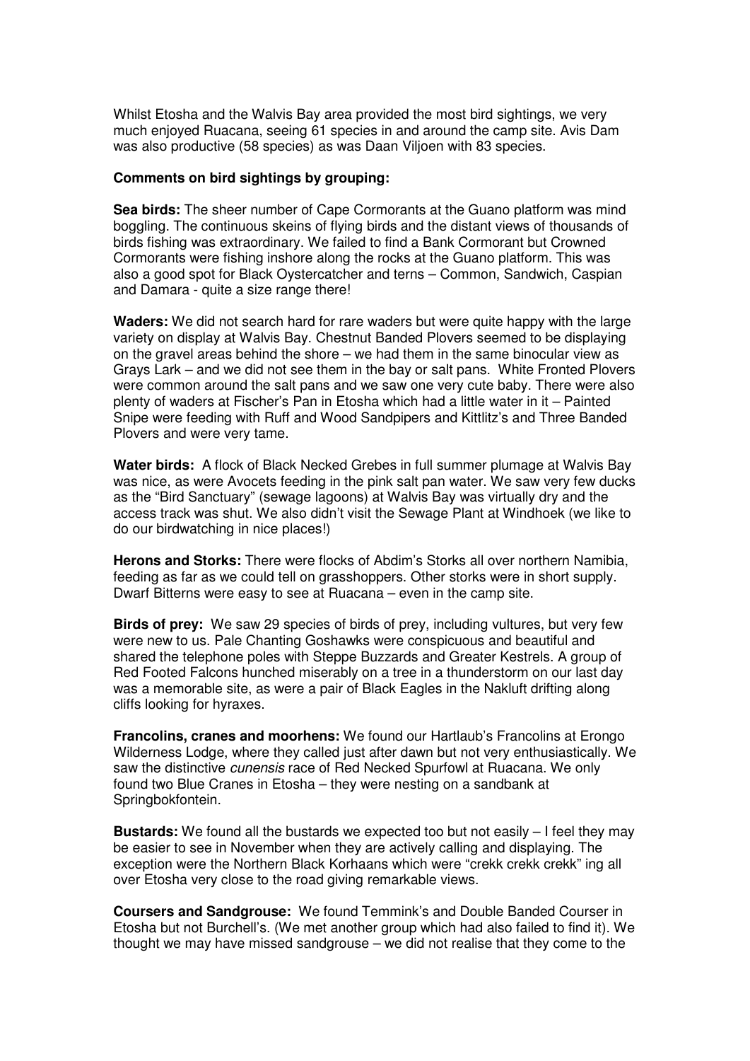Whilst Etosha and the Walvis Bay area provided the most bird sightings, we very much enjoyed Ruacana, seeing 61 species in and around the camp site. Avis Dam was also productive (58 species) as was Daan Viljoen with 83 species.

**Comments on bird sightings by grouping:**

**Sea birds:** The sheer number of Cape Cormorants at the Guano platform was mind boggling. The continuous skeins of flying birds and the distant views of thousands of birds fishing was extraordinary. We failed to find a Bank Cormorant but Crowned Cormorants were fishing inshore along the rocks at the Guano platform. This was also a good spot for Black Oystercatcher and terns – Common, Sandwich, Caspian and Damara - quite a size range there!

**Waders:** We did not search hard for rare waders but were quite happy with the large variety on display at Walvis Bay. Chestnut Banded Plovers seemed to be displaying on the gravel areas behind the shore – we had them in the same binocular view as Grays Lark – and we did not see them in the bay or salt pans. White Fronted Plovers were common around the salt pans and we saw one very cute baby. There were also plenty of waders at Fischer's Pan in Etosha which had a little water in it – Painted Snipe were feeding with Ruff and Wood Sandpipers and Kittlitz's and Three Banded Plovers and were very tame.

**Water birds:** A flock of Black Necked Grebes in full summer plumage at Walvis Bay was nice, as were Avocets feeding in the pink salt pan water. We saw very few ducks as the "Bird Sanctuary" (sewage lagoons) at Walvis Bay was virtually dry and the access track was shut. We also didn't visit the Sewage Plant at Windhoek (we like to do our birdwatching in nice places!)

**Herons and Storks:** There were flocks of Abdim's Storks all over northern Namibia, feeding as far as we could tell on grasshoppers. Other storks were in short supply. Dwarf Bitterns were easy to see at Ruacana – even in the camp site.

**Birds of prey:** We saw 29 species of birds of prey, including vultures, but very few were new to us. Pale Chanting Goshawks were conspicuous and beautiful and shared the telephone poles with Steppe Buzzards and Greater Kestrels. A group of Red Footed Falcons hunched miserably on a tree in a thunderstorm on our last day was a memorable site, as were a pair of Black Eagles in the Nakluft drifting along cliffs looking for hyraxes.

**Francolins, cranes and moorhens:** We found our Hartlaub's Francolins at Erongo Wilderness Lodge, where they called just after dawn but not very enthusiastically. We saw the distinctive *cunensis* race of Red Necked Spurfowl at Ruacana. We only found two Blue Cranes in Etosha – they were nesting on a sandbank at Springbokfontein.

**Bustards:** We found all the bustards we expected too but not easily – I feel they may be easier to see in November when they are actively calling and displaying. The exception were the Northern Black Korhaans which were "crekk crekk crekk" ing all over Etosha very close to the road giving remarkable views.

**Coursers and Sandgrouse:** We found Temmink's and Double Banded Courser in Etosha but not Burchell's. (We met another group which had also failed to find it). We thought we may have missed sandgrouse – we did not realise that they come to the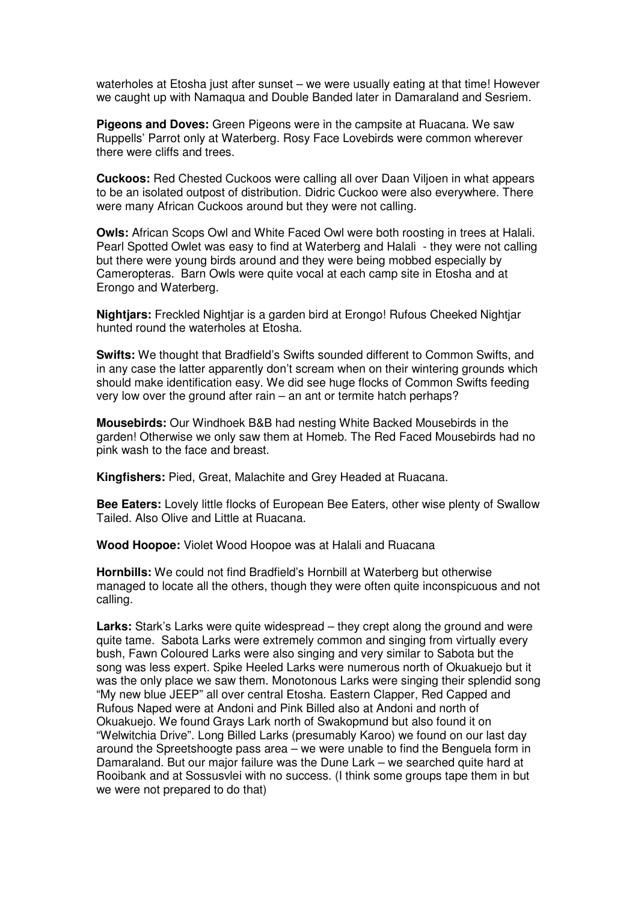waterholes at Etosha just after sunset – we were usually eating at that time! However we caught up with Namaqua and Double Banded later in Damaraland and Sesriem.

**Pigeons and Doves:** Green Pigeons were in the campsite at Ruacana. We saw Ruppells' Parrot only at Waterberg. Rosy Face Lovebirds were common wherever there were cliffs and trees.

**Cuckoos:** Red Chested Cuckoos were calling all over Daan Viljoen in what appears to be an isolated outpost of distribution. Didric Cuckoo were also everywhere. There were many African Cuckoos around but they were not calling.

**Owls:** African Scops Owl and White Faced Owl were both roosting in trees at Halali. Pearl Spotted Owlet was easy to find at Waterberg and Halali - they were not calling but there were young birds around and they were being mobbed especially by Cameropteras. Barn Owls were quite vocal at each camp site in Etosha and at Erongo and Waterberg.

**Nightjars:** Freckled Nightjar is a garden bird at Erongo! Rufous Cheeked Nightjar hunted round the waterholes at Etosha.

**Swifts:** We thought that Bradfield's Swifts sounded different to Common Swifts, and in any case the latter apparently don't scream when on their wintering grounds which should make identification easy. We did see huge flocks of Common Swifts feeding very low over the ground after rain – an ant or termite hatch perhaps?

**Mousebirds:** Our Windhoek B&B had nesting White Backed Mousebirds in the garden! Otherwise we only saw them at Homeb. The Red Faced Mousebirds had no pink wash to the face and breast.

**Kingfishers:** Pied, Great, Malachite and Grey Headed at Ruacana.

**Bee Eaters:** Lovely little flocks of European Bee Eaters, other wise plenty of Swallow Tailed. Also Olive and Little at Ruacana.

**Wood Hoopoe:** Violet Wood Hoopoe was at Halali and Ruacana

**Hornbills:** We could not find Bradfield's Hornbill at Waterberg but otherwise managed to locate all the others, though they were often quite inconspicuous and not calling.

**Larks:** Stark's Larks were quite widespread – they crept along the ground and were quite tame. Sabota Larks were extremely common and singing from virtually every bush, Fawn Coloured Larks were also singing and very similar to Sabota but the song was less expert. Spike Heeled Larks were numerous north of Okuakuejo but it was the only place we saw them. Monotonous Larks were singing their splendid song "My new blue JEEP" all over central Etosha. Eastern Clapper, Red Capped and Rufous Naped were at Andoni and Pink Billed also at Andoni and north of Okuakuejo. We found Grays Lark north of Swakopmund but also found it on "Welwitchia Drive". Long Billed Larks (presumably Karoo) we found on our last day around the Spreetshoogte pass area – we were unable to find the Benguela form in Damaraland. But our major failure was the Dune Lark – we searched quite hard at Rooibank and at Sossusvlei with no success. (I think some groups tape them in but we were not prepared to do that)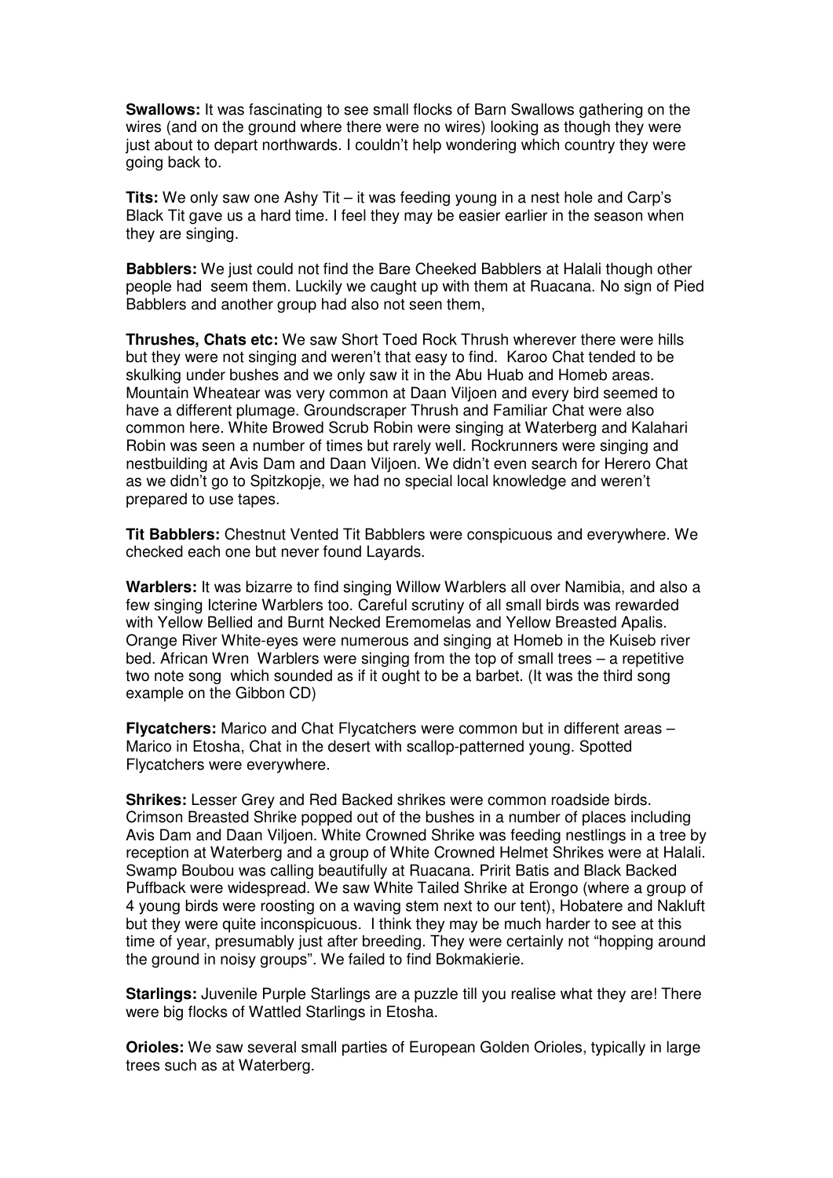**Swallows:** It was fascinating to see small flocks of Barn Swallows gathering on the wires (and on the ground where there were no wires) looking as though they were just about to depart northwards. I couldn't help wondering which country they were going back to.

**Tits:** We only saw one Ashy Tit – it was feeding young in a nest hole and Carp's Black Tit gave us a hard time. I feel they may be easier earlier in the season when they are singing.

**Babblers:** We just could not find the Bare Cheeked Babblers at Halali though other people had seem them. Luckily we caught up with them at Ruacana. No sign of Pied Babblers and another group had also not seen them,

**Thrushes, Chats etc:** We saw Short Toed Rock Thrush wherever there were hills but they were not singing and weren't that easy to find. Karoo Chat tended to be skulking under bushes and we only saw it in the Abu Huab and Homeb areas. Mountain Wheatear was very common at Daan Viljoen and every bird seemed to have a different plumage. Groundscraper Thrush and Familiar Chat were also common here. White Browed Scrub Robin were singing at Waterberg and Kalahari Robin was seen a number of times but rarely well. Rockrunners were singing and nestbuilding at Avis Dam and Daan Viljoen. We didn't even search for Herero Chat as we didn't go to Spitzkopje, we had no special local knowledge and weren't prepared to use tapes.

**Tit Babblers:** Chestnut Vented Tit Babblers were conspicuous and everywhere. We checked each one but never found Layards.

**Warblers:** It was bizarre to find singing Willow Warblers all over Namibia, and also a few singing Icterine Warblers too. Careful scrutiny of all small birds was rewarded with Yellow Bellied and Burnt Necked Eremomelas and Yellow Breasted Apalis. Orange River White-eyes were numerous and singing at Homeb in the Kuiseb river bed. African Wren Warblers were singing from the top of small trees – a repetitive two note song which sounded as if it ought to be a barbet. (It was the third song example on the Gibbon CD)

**Flycatchers:** Marico and Chat Flycatchers were common but in different areas – Marico in Etosha, Chat in the desert with scallop-patterned young. Spotted Flycatchers were everywhere.

**Shrikes:** Lesser Grey and Red Backed shrikes were common roadside birds. Crimson Breasted Shrike popped out of the bushes in a number of places including Avis Dam and Daan Viljoen. White Crowned Shrike was feeding nestlings in a tree by reception at Waterberg and a group of White Crowned Helmet Shrikes were at Halali. Swamp Boubou was calling beautifully at Ruacana. Pririt Batis and Black Backed Puffback were widespread. We saw White Tailed Shrike at Erongo (where a group of 4 young birds were roosting on a waving stem next to our tent), Hobatere and Nakluft but they were quite inconspicuous. I think they may be much harder to see at this time of year, presumably just after breeding. They were certainly not "hopping around the ground in noisy groups". We failed to find Bokmakierie.

**Starlings:** Juvenile Purple Starlings are a puzzle till you realise what they are! There were big flocks of Wattled Starlings in Etosha.

**Orioles:** We saw several small parties of European Golden Orioles, typically in large trees such as at Waterberg.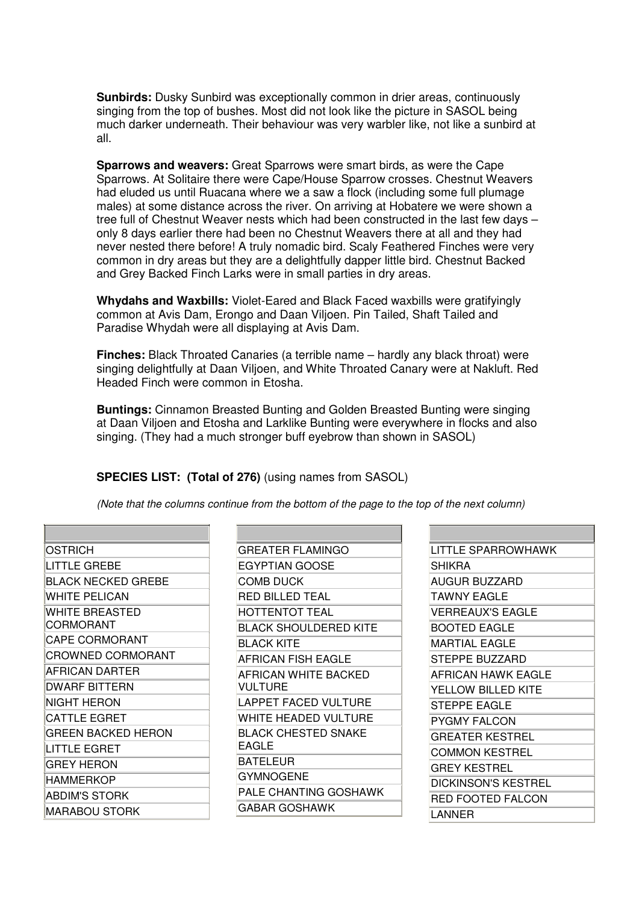**Sunbirds:** Dusky Sunbird was exceptionally common in drier areas, continuously singing from the top of bushes. Most did not look like the picture in SASOL being much darker underneath. Their behaviour was very warbler like, not like a sunbird at all.

**Sparrows and weavers:** Great Sparrows were smart birds, as were the Cape Sparrows. At Solitaire there were Cape/House Sparrow crosses. Chestnut Weavers had eluded us until Ruacana where we a saw a flock (including some full plumage males) at some distance across the river. On arriving at Hobatere we were shown a tree full of Chestnut Weaver nests which had been constructed in the last few days – only 8 days earlier there had been no Chestnut Weavers there at all and they had never nested there before! A truly nomadic bird. Scaly Feathered Finches were very common in dry areas but they are a delightfully dapper little bird. Chestnut Backed and Grey Backed Finch Larks were in small parties in dry areas.

**Whydahs and Waxbills:** Violet-Eared and Black Faced waxbills were gratifyingly common at Avis Dam, Erongo and Daan Viljoen. Pin Tailed, Shaft Tailed and Paradise Whydah were all displaying at Avis Dam.

**Finches:** Black Throated Canaries (a terrible name – hardly any black throat) were singing delightfully at Daan Viljoen, and White Throated Canary were at Nakluft. Red Headed Finch were common in Etosha.

**Buntings:** Cinnamon Breasted Bunting and Golden Breasted Bunting were singing at Daan Viljoen and Etosha and Larklike Bunting were everywhere in flocks and also singing. (They had a much stronger buff eyebrow than shown in SASOL)

**SPECIES LIST: (Total of 276)** (using names from SASOL)

*(Note that the columns continue from the bottom of the page to the top of the next column)*

| |
|---|
| OSTRICH |
| LITTLE GREBE |
| BLACK NECKED GREBE |
| WHITE PELICAN |
| WHITE BREASTED CORMORANT |
| CAPE CORMORANT |
| CROWNED CORMORANT |
| AFRICAN DARTER |
| DWARF BITTERN |
| NIGHT HERON |
| CATTLE EGRET |
| GREEN BACKED HERON |
| LITTLE EGRET |
| GREY HERON |
| HAMMERKOP |
| ABDIM'S STORK |
| MARABOU STORK |

| |
|---|
| GREATER FLAMINGO |
| EGYPTIAN GOOSE |
| COMB DUCK |
| RED BILLED TEAL |
| HOTTENTOT TEAL |
| BLACK SHOULDERED KITE |
| BLACK KITE |
| AFRICAN FISH EAGLE |
| AFRICAN WHITE BACKED VULTURE |
| LAPPET FACED VULTURE |
| WHITE HEADED VULTURE |
| BLACK CHESTED SNAKE EAGLE |
| BATELEUR |
| GYMNOGENE |
| PALE CHANTING GOSHAWK |
| GABAR GOSHAWK |

| |
|---|
| LITTLE SPARROWHAWK |
| SHIKRA |
| AUGUR BUZZARD |
| TAWNY EAGLE |
| VERREAUX'S EAGLE |
| BOOTED EAGLE |
| MARTIAL EAGLE |
| STEPPE BUZZARD |
| AFRICAN HAWK EAGLE |
| YELLOW BILLED KITE |
| STEPPE EAGLE |
| PYGMY FALCON |
| GREATER KESTREL |
| COMMON KESTREL |
| GREY KESTREL |
| DICKINSON'S KESTREL |
| RED FOOTED FALCON |
| LANNER |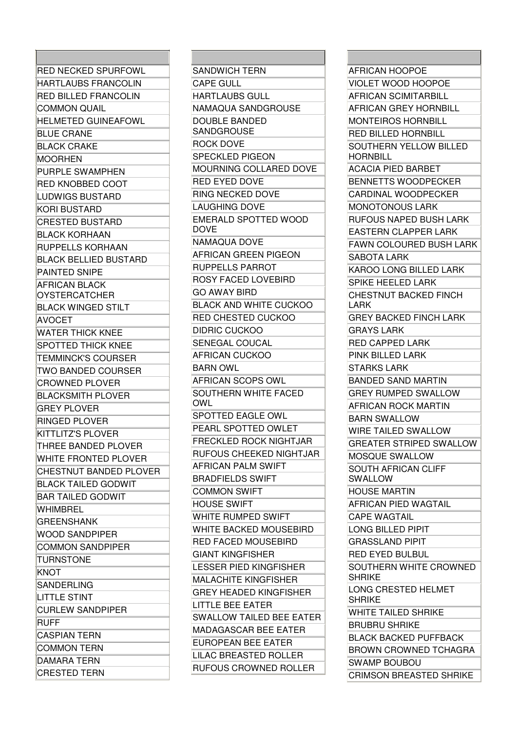| |
|---|
| RED NECKED SPURFOWL |
| HARTLAUBS FRANCOLIN |
| RED BILLED FRANCOLIN |
| COMMON QUAIL |
| HELMETED GUINEAFOWL |
| BLUE CRANE |
| BLACK CRAKE |
| MOORHEN |
| PURPLE SWAMPHEN |
| RED KNOBBED COOT |
| LUDWIGS BUSTARD |
| KORI BUSTARD |
| CRESTED BUSTARD |
| BLACK KORHAAN |
| RUPPELLS KORHAAN |
| BLACK BELLIED BUSTARD |
| PAINTED SNIPE |
| AFRICAN BLACK OYSTERCATCHER |
| BLACK WINGED STILT |
| AVOCET |
| WATER THICK KNEE |
| SPOTTED THICK KNEE |
| TEMMINCK'S COURSER |
| TWO BANDED COURSER |
| CROWNED PLOVER |
| BLACKSMITH PLOVER |
| GREY PLOVER |
| RINGED PLOVER |
| KITTLITZ'S PLOVER |
| THREE BANDED PLOVER |
| WHITE FRONTED PLOVER |
| CHESTNUT BANDED PLOVER |
| BLACK TAILED GODWIT |
| BAR TAILED GODWIT |
| WHIMBREL |
| GREENSHANK |
| WOOD SANDPIPER |
| COMMON SANDPIPER |
| TURNSTONE |
| KNOT |
| SANDERLING |
| LITTLE STINT |
| CURLEW SANDPIPER |
| RUFF |
| CASPIAN TERN |
| COMMON TERN |
| DAMARA TERN |
| CRESTED TERN |

| |
|---|
| SANDWICH TERN |
| CAPE GULL |
| HARTLAUBS GULL |
| NAMAQUA SANDGROUSE |
| DOUBLE BANDED SANDGROUSE |
| ROCK DOVE |
| SPECKLED PIGEON |
| MOURNING COLLARED DOVE |
| RED EYED DOVE |
| RING NECKED DOVE |
| LAUGHING DOVE |
| EMERALD SPOTTED WOOD DOVE |
| NAMAQUA DOVE |
| AFRICAN GREEN PIGEON |
| RUPPELLS PARROT |
| ROSY FACED LOVEBIRD |
| GO AWAY BIRD |
| BLACK AND WHITE CUCKOO |
| RED CHESTED CUCKOO |
| DIDRIC CUCKOO |
| SENEGAL COUCAL |
| AFRICAN CUCKOO |
| BARN OWL |
| AFRICAN SCOPS OWL |
| SOUTHERN WHITE FACED OWL |
| SPOTTED EAGLE OWL |
| PEARL SPOTTED OWLET |
| FRECKLED ROCK NIGHTJAR |
| RUFOUS CHEEKED NIGHTJAR |
| AFRICAN PALM SWIFT |
| BRADFIELDS SWIFT |
| COMMON SWIFT |
| HOUSE SWIFT |
| WHITE RUMPED SWIFT |
| WHITE BACKED MOUSEBIRD |
| RED FACED MOUSEBIRD |
| GIANT KINGFISHER |
| LESSER PIED KINGFISHER |
| MALACHITE KINGFISHER |
| GREY HEADED KINGFISHER |
| LITTLE BEE EATER |
| SWALLOW TAILED BEE EATER |
| MADAGASCAR BEE EATER |
| EUROPEAN BEE EATER |
| LILAC BREASTED ROLLER |
| RUFOUS CROWNED ROLLER |

| |
|---|
| AFRICAN HOOPOE |
| VIOLET WOOD HOOPOE |
| AFRICAN SCIMITARBILL |
| AFRICAN GREY HORNBILL |
| MONTEIROS HORNBILL |
| RED BILLED HORNBILL |
| SOUTHERN YELLOW BILLED HORNBILL |
| ACACIA PIED BARBET |
| BENNETTS WOODPECKER |
| CARDINAL WOODPECKER |
| MONOTONOUS LARK |
| RUFOUS NAPED BUSH LARK |
| EASTERN CLAPPER LARK |
| FAWN COLOURED BUSH LARK |
| SABOTA LARK |
| KAROO LONG BILLED LARK |
| SPIKE HEELED LARK |
| CHESTNUT BACKED FINCH LARK |
| GREY BACKED FINCH LARK |
| GRAYS LARK |
| RED CAPPED LARK |
| PINK BILLED LARK |
| STARKS LARK |
| BANDED SAND MARTIN |
| GREY RUMPED SWALLOW |
| AFRICAN ROCK MARTIN |
| BARN SWALLOW |
| WIRE TAILED SWALLOW |
| GREATER STRIPED SWALLOW |
| MOSQUE SWALLOW |
| SOUTH AFRICAN CLIFF SWALLOW |
| HOUSE MARTIN |
| AFRICAN PIED WAGTAIL |
| CAPE WAGTAIL |
| LONG BILLED PIPIT |
| GRASSLAND PIPIT |
| RED EYED BULBUL |
| SOUTHERN WHITE CROWNED SHRIKE |
| LONG CRESTED HELMET SHRIKE |
| WHITE TAILED SHRIKE |
| BRUBRU SHRIKE |
| BLACK BACKED PUFFBACK |
| BROWN CROWNED TCHAGRA |
| SWAMP BOUBOU |
| CRIMSON BREASTED SHRIKE |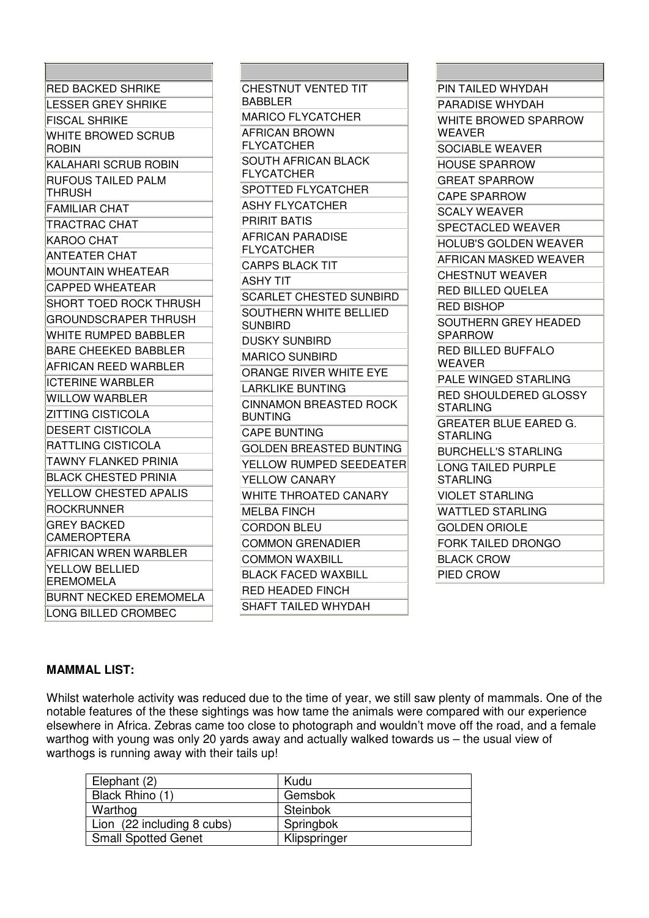| |
|---|
| RED BACKED SHRIKE |
| LESSER GREY SHRIKE |
| FISCAL SHRIKE |
| WHITE BROWED SCRUB ROBIN |
| KALAHARI SCRUB ROBIN |
| RUFOUS TAILED PALM THRUSH |
| FAMILIAR CHAT |
| TRACTRAC CHAT |
| KAROO CHAT |
| ANTEATER CHAT |
| MOUNTAIN WHEATEAR |
| CAPPED WHEATEAR |
| SHORT TOED ROCK THRUSH |
| GROUNDSCRAPER THRUSH |
| WHITE RUMPED BABBLER |
| BARE CHEEKED BABBLER |
| AFRICAN REED WARBLER |
| ICTERINE WARBLER |
| WILLOW WARBLER |
| ZITTING CISTICOLA |
| DESERT CISTICOLA |
| RATTLING CISTICOLA |
| TAWNY FLANKED PRINIA |
| BLACK CHESTED PRINIA |
| YELLOW CHESTED APALIS |
| ROCKRUNNER |
| GREY BACKED CAMEROPTERA |
| AFRICAN WREN WARBLER |
| YELLOW BELLIED EREMOMELA |
| BURNT NECKED EREMOMELA |
| LONG BILLED CROMBEC |

| |
|---|
| CHESTNUT VENTED TIT BABBLER |
| MARICO FLYCATCHER |
| AFRICAN BROWN FLYCATCHER |
| SOUTH AFRICAN BLACK FLYCATCHER |
| SPOTTED FLYCATCHER |
| ASHY FLYCATCHER |
| PRIRIT BATIS |
| AFRICAN PARADISE FLYCATCHER |
| CARPS BLACK TIT |
| ASHY TIT |
| SCARLET CHESTED SUNBIRD |
| SOUTHERN WHITE BELLIED SUNBIRD |
| DUSKY SUNBIRD |
| MARICO SUNBIRD |
| ORANGE RIVER WHITE EYE |
| LARKLIKE BUNTING |
| CINNAMON BREASTED ROCK BUNTING |
| CAPE BUNTING |
| GOLDEN BREASTED BUNTING |
| YELLOW RUMPED SEEDEATER |
| YELLOW CANARY |
| WHITE THROATED CANARY |
| MELBA FINCH |
| CORDON BLEU |
| COMMON GRENADIER |
| COMMON WAXBILL |
| BLACK FACED WAXBILL |
| RED HEADED FINCH |
| SHAFT TAILED WHYDAH |

| |
|---|
| PIN TAILED WHYDAH |
| PARADISE WHYDAH |
| WHITE BROWED SPARROW WEAVER |
| SOCIABLE WEAVER |
| HOUSE SPARROW |
| GREAT SPARROW |
| CAPE SPARROW |
| SCALY WEAVER |
| SPECTACLED WEAVER |
| HOLUB'S GOLDEN WEAVER |
| AFRICAN MASKED WEAVER |
| CHESTNUT WEAVER |
| RED BILLED QUELEA |
| RED BISHOP |
| SOUTHERN GREY HEADED SPARROW |
| RED BILLED BUFFALO WEAVER |
| PALE WINGED STARLING |
| RED SHOULDERED GLOSSY STARLING |
| GREATER BLUE EARED G. STARLING |
| BURCHELL'S STARLING |
| LONG TAILED PURPLE STARLING |
| VIOLET STARLING |
| WATTLED STARLING |
| GOLDEN ORIOLE |
| FORK TAILED DRONGO |
| BLACK CROW |
| PIED CROW |

**MAMMAL LIST:**

Whilst waterhole activity was reduced due to the time of year, we still saw plenty of mammals. One of the notable features of the these sightings was how tame the animals were compared with our experience elsewhere in Africa. Zebras came too close to photograph and wouldn't move off the road, and a female warthog with young was only 20 yards away and actually walked towards us – the usual view of warthogs is running away with their tails up!

| | |
|---|---|
| Elephant (2) | Kudu |
| Black Rhino (1) | Gemsbok |
| Warthog | Steinbok |
| Lion (22 including 8 cubs) | Springbok |
| Small Spotted Genet | Klipspringer |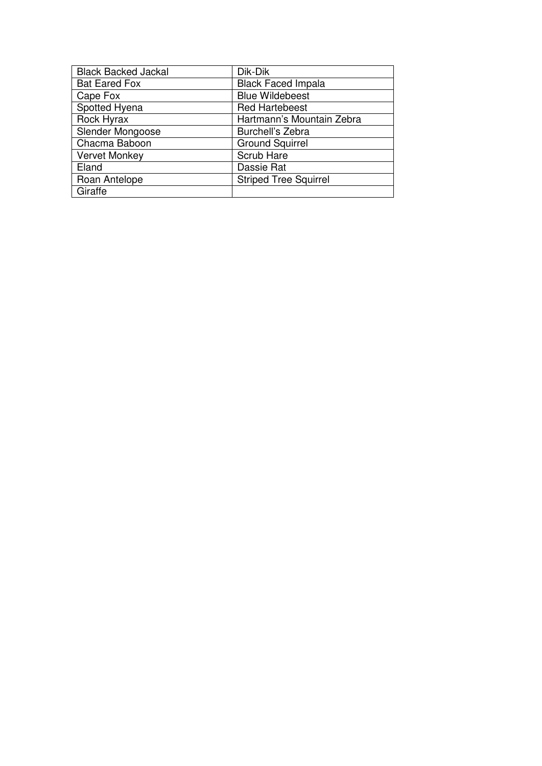| | |
|---|---|
| Black Backed Jackal | Dik-Dik |
| Bat Eared Fox | Black Faced Impala |
| Cape Fox | Blue Wildebeest |
| Spotted Hyena | Red Hartebeest |
| Rock Hyrax | Hartmann's Mountain Zebra |
| Slender Mongoose | Burchell's Zebra |
| Chacma Baboon | Ground Squirrel |
| Vervet Monkey | Scrub Hare |
| Eland | Dassie Rat |
| Roan Antelope | Striped Tree Squirrel |
| Giraffe | |